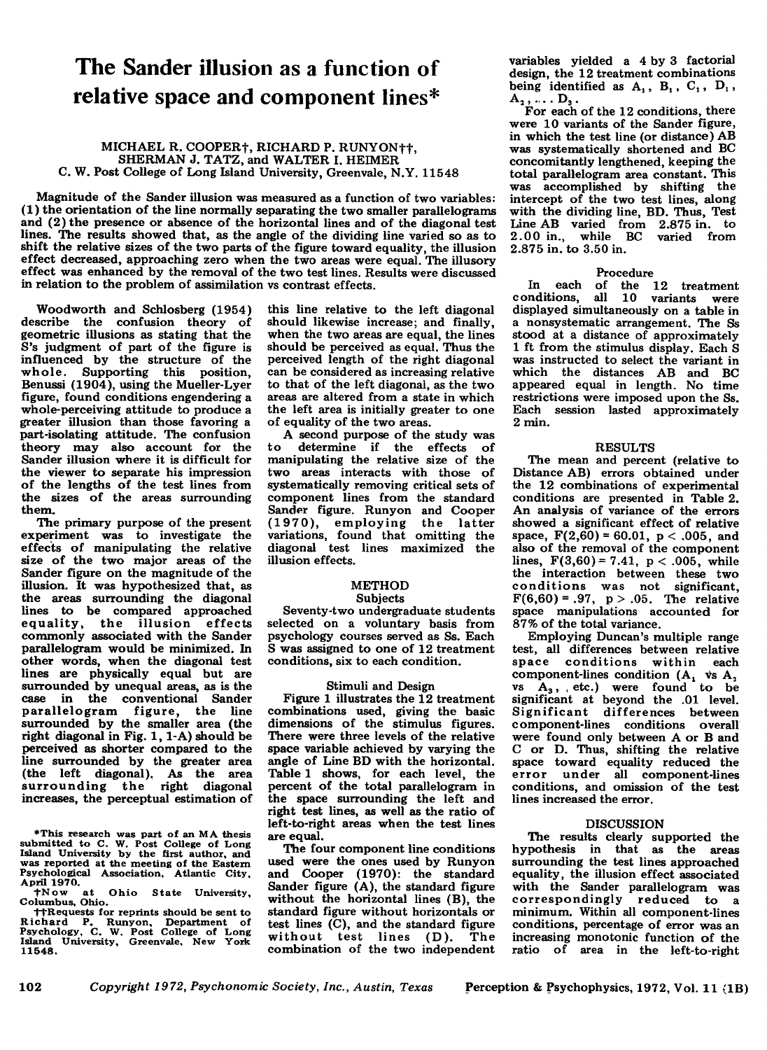# The Sander illusion as a function of relative space and component lines*

MICHAEL R. COOPER†, RICHARD P. RUNYON††, SHERMAN J. TATZ, and WALTER I. HEIMER
C. W. Post College of Long Island University, Greenvale, N.Y. 11548

Magnitude of the Sander illusion was measured as a function of two variables: (1) the orientation of the line normally separating the two smaller parallelograms and (2) the presence or absence of the horizontal lines and of the diagonal test lines. The results showed that, as the angle of the dividing line varied so as to shift the relative sizes of the two parts of the figure toward equality, the illusion effect decreased, approaching zero when the two areas were equal. The illusory effect was enhanced by the removal of the two test lines. Results were discussed in relation to the problem of assimilation vs contrast effects.

Woodworth and Schlosberg (1954) describe the confusion theory of geometric illusions as stating that the S's judgment of part of the figure is influenced by the structure of the whole. Supporting this position, Benussi (1904), using the Mueller-Lyer figure, found conditions engendering a whole-perceiving attitude to produce a greater illusion than those favoring a part-isolating attitude. The confusion theory may also account for the Sander illusion where it is difficult for the viewer to separate his impression of the lengths of the test lines from the sizes of the areas surrounding them.

The primary purpose of the present experiment was to investigate the effects of manipulating the relative size of the two major areas of the Sander figure on the magnitude of the illusion. It was hypothesized that, as the areas surrounding the diagonal lines to be compared approached equality, the illusion effects commonly associated with the Sander parallelogram would be minimized. In other words, when the diagonal test lines are physically equal but are surrounded by unequal areas, as is the case in the conventional Sander parallelogram figure, the line surrounded by the smaller area (the right diagonal in Fig. 1, 1-A) should be perceived as shorter compared to the line surrounded by the greater area (the left diagonal). As the area surrounding the right diagonal increases, the perceptual estimation of this line relative to the left diagonal should likewise increase; and finally, when the two areas are equal, the lines should be perceived as equal. Thus the perceived length of the right diagonal can be considered as increasing relative to that of the left diagonal, as the two areas are altered from a state in which the left area is initially greater to one of equality of the two areas.

A second purpose of the study was to determine if the effects of manipulating the relative size of the two areas interacts with those of systematically removing critical sets of component lines from the standard Sander figure. Runyon and Cooper (1970), employing the latter variations, found that omitting the diagonal test lines maximized the illusion effects.

## METHOD

### Subjects

Seventy-two undergraduate students selected on a voluntary basis from psychology courses served as Ss. Each S was assigned to one of 12 treatment conditions, six to each condition.

### Stimuli and Design

Figure 1 illustrates the 12 treatment combinations used, giving the basic dimensions of the stimulus figures. There were three levels of the relative space variable achieved by varying the angle of Line BD with the horizontal. Table 1 shows, for each level, the percent of the total parallelogram in the space surrounding the left and right test lines, as well as the ratio of left-to-right areas when the test lines are equal.

The four component line conditions used were the ones used by Runyon and Cooper (1970): the standard Sander figure (A), the standard figure without the horizontal lines (B), the standard figure without horizontals or test lines (C), and the standard figure without test lines (D). The combination of the two independent variables yielded a 4 by 3 factorial design, the 12 treatment combinations being identified as $A_1$, $B_1$, $C_1$, $D_1$, $A_2$, ... $D_3$.

For each of the 12 conditions, there were 10 variants of the Sander figure, in which the test line (or distance) AB was systematically shortened and BC concomitantly lengthened, keeping the total parallelogram area constant. This was accomplished by shifting the intercept of the two test lines, along with the dividing line, BD. Thus, Test Line AB varied from 2.875 in. to 2.00 in., while BC varied from 2.875 in. to 3.50 in.

### Procedure

In each of the 12 treatment conditions, all 10 variants were displayed simultaneously on a table in a nonsystematic arrangement. The Ss stood at a distance of approximately 1 ft from the stimulus display. Each S was instructed to select the variant in which the distances AB and BC appeared equal in length. No time restrictions were imposed upon the Ss. Each session lasted approximately 2 min.

## RESULTS

The mean and percent (relative to Distance AB) errors obtained under the 12 combinations of experimental conditions are presented in Table 2. An analysis of variance of the errors showed a significant effect of relative space, $F(2,60) = 60.01$, $p < .005$, and also of the removal of the component lines, $F(3,60) = 7.41$, $p < .005$, while the interaction between these two conditions was not significant, $F(6,60) = .97$, $p > .05$. The relative space manipulations accounted for 87% of the total variance.

Employing Duncan's multiple range test, all differences between relative space conditions within each component-lines condition ($A_1$ vs $A_2$ vs $A_3$, etc.) were found to be significant at beyond the .01 level. Significant differences between component-lines conditions overall were found only between A or B and C or D. Thus, shifting the relative space toward equality reduced the error under all component-lines conditions, and omission of the test lines increased the error.

## DISCUSSION

The results clearly supported the hypothesis in that as the areas surrounding the test lines approached equality, the illusion effect associated with the Sander parallelogram was correspondingly reduced to a minimum. Within all component-lines conditions, percentage of error was an increasing monotonic function of the ratio of area in the left-to-right

*This research was part of an MA thesis submitted to C. W. Post College of Long Island University by the first author, and was reported at the meeting of the Eastern Psychological Association, Atlantic City, April 1970.

†Now at Ohio State University, Columbus, Ohio.

††Requests for reprints should be sent to Richard P. Runyon, Department of Psychology, C. W. Post College of Long Island University, Greenvale, New York 11548.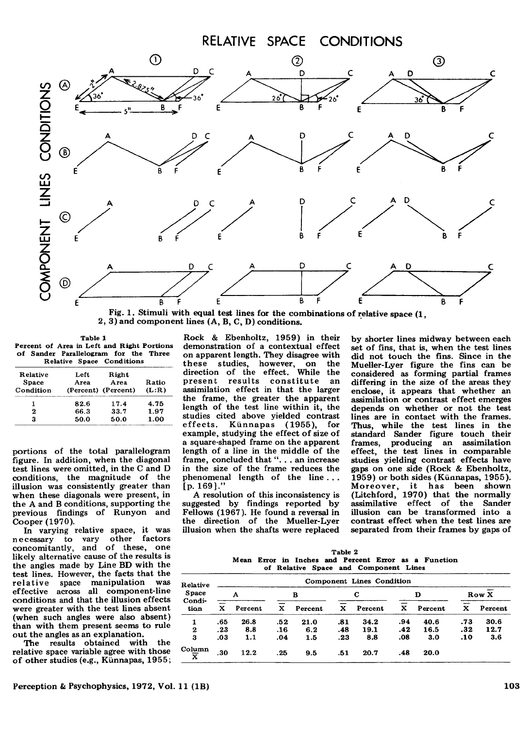Fig. 1. Stimuli with equal test lines for the combinations of relative space (1, 2, 3) and component lines (A, B, C, D) conditions.

**Table 1**
**Percent of Area in Left and Right Portions of Sander Parallelogram for the Three Relative Space Conditions**

| Relative Space Condition | Left Area (Percent) | Right Area (Percent) | Ratio (L:R) |
|---|---|---|---|
| 1 | 82.6 | 17.4 | 4.75 |
| 2 | 66.3 | 33.7 | 1.97 |
| 3 | 50.0 | 50.0 | 1.00 |

portions of the total parallelogram figure. In addition, when the diagonal test lines were omitted, in the C and D conditions, the magnitude of the illusion was consistently greater than when these diagonals were present, in the A and B conditions, supporting the previous findings of Runyon and Cooper (1970).

In varying relative space, it was necessary to vary other factors concomitantly, and of these, one likely alternative cause of the results is the angles made by Line BD with the test lines. However, the facts that the relative space manipulation was effective across all component-line conditions and that the illusion effects were greater with the test lines absent (when such angles were also absent) than with them present seems to rule out the angles as an explanation.

The results obtained with the relative space variable agree with those of other studies (e.g., Künnapas, 1955; Rock & Ebenholtz, 1959) in their demonstration of a contextual effect on apparent length. They disagree with these studies, however, on the direction of the effect. While the present results constitute an assimilation effect in that the larger the frame, the greater the apparent length of the test line within it, the studies cited above yielded contrast effects. Künnapas (1955), for example, studying the effect of size of a square-shaped frame on the apparent length of a line in the middle of the frame, concluded that ". . . an increase in the size of the frame reduces the phenomenal length of the line . . . [p. 169]."

A resolution of this inconsistency is suggested by findings reported by Fellows (1967). He found a reversal in the direction of the Mueller-Lyer illusion when the shafts were replaced by shorter lines midway between each set of fins, that is, when the test lines did not touch the fins. Since in the Mueller-Lyer figure the fins can be considered as forming partial frames differing in the size of the areas they enclose, it appears that whether an assimilation or contrast effect emerges depends on whether or not the test lines are in contact with the frames. Thus, while the test lines in the standard Sander figure touch their frames, producing an assimilation effect, the test lines in comparable studies yielding contrast effects have gaps on one side (Rock & Ebenholtz, 1959) or both sides (Künnapas, 1955). Moreover, it has been shown (Litchford, 1970) that the normally assimilative effect of the Sander illusion can be transformed into a contrast effect when the test lines are separated from their frames by gaps of

**Table 2**
**Mean Error in Inches and Percent Error as a Function of Relative Space and Component Lines**

| Relative Space Condition | A | | B | | C | | D | | Row $\bar{X}$ | |
|---|---|---|---|---|---|---|---|---|---|---|
| | $\bar{X}$ | Percent | $\bar{X}$ | Percent | $\bar{X}$ | Percent | $\bar{X}$ | Percent | $\bar{X}$ | Percent |
| 1 | .65 | 26.8 | .52 | 21.0 | .81 | 34.2 | .94 | 40.6 | .73 | 30.6 |
| 2 | .23 | 8.8 | .16 | 6.2 | .48 | 19.1 | .42 | 16.5 | .32 | 12.7 |
| 3 | .03 | 1.1 | .04 | 1.5 | .23 | 8.8 | .08 | 3.0 | .10 | 3.6 |
| Column $\bar{X}$ | .30 | 12.2 | .25 | 9.5 | .51 | 20.7 | .48 | 20.0 | | |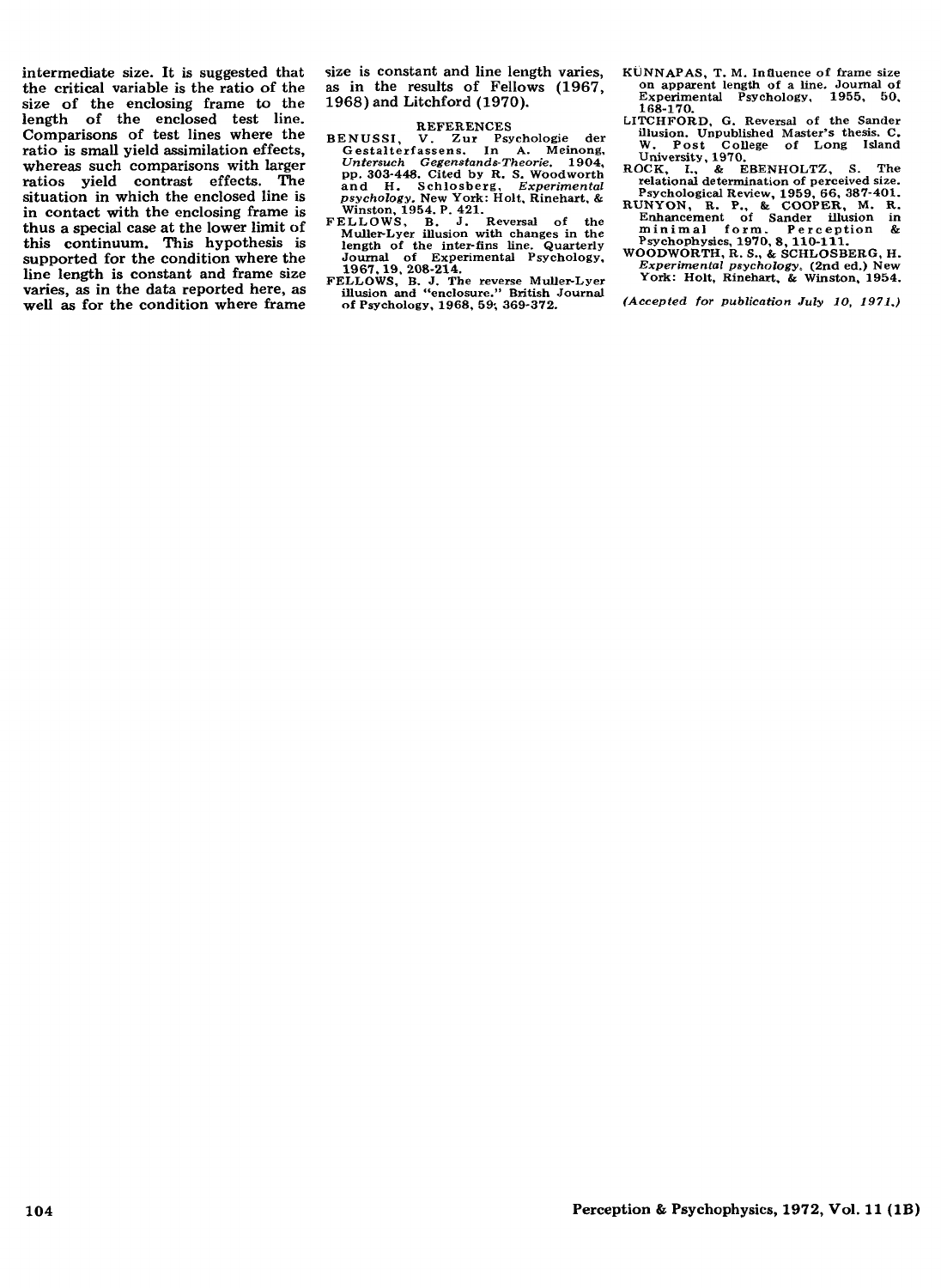intermediate size. It is suggested that the critical variable is the ratio of the size of the enclosing frame to the length of the enclosed test line. Comparisons of test lines where the ratio is small yield assimilation effects, whereas such comparisons with larger ratios yield contrast effects. The situation in which the enclosed line is in contact with the enclosing frame is thus a special case at the lower limit of this continuum. This hypothesis is supported for the condition where the line length is constant and frame size varies, as in the data reported here, as well as for the condition where frame size is constant and line length varies, as in the results of Fellows (1967, 1968) and Litchford (1970).

## REFERENCES

BENUSSI, V. Zur Psychologie der Gestalterfassens. In A. Meinong, *Untersuch Gegenstands-Theorie.* 1904, pp. 303-448. Cited by R. S. Woodworth and H. Schlosberg, *Experimental psychology.* New York: Holt, Rinehart, & Winston, 1954. P. 421.

FELLOWS, B. J. Reversal of the Muller-Lyer illusion with changes in the length of the inter-fins line. Quarterly Journal of Experimental Psychology, 1967, 19, 208-214.

FELLOWS, B. J. The reverse Muller-Lyer illusion and "enclosure." British Journal of Psychology, 1968, 59, 369-372.

KÜNNAPAS, T. M. Influence of frame size on apparent length of a line. Journal of Experimental Psychology, 1955, 50, 168-170.

LITCHFORD, G. Reversal of the Sander illusion. Unpublished Master's thesis. C. W. Post College of Long Island University, 1970.

ROCK, I., & EBENHOLTZ, S. The relational determination of perceived size. Psychological Review, 1959, 66, 387-401.

RUNYON, R. P., & COOPER, M. R. Enhancement of Sander illusion in minimal form. Perception & Psychophysics, 1970, 8, 110-111.

WOODWORTH, R. S., & SCHLOSBERG, H. *Experimental psychology.* (2nd ed.) New York: Holt, Rinehart, & Winston, 1954.

*(Accepted for publication July 10, 1971.)*